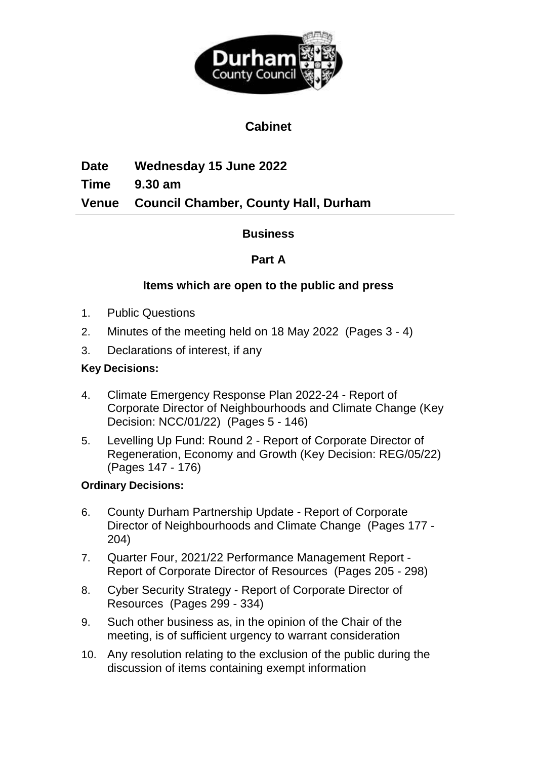# Cabinet

**Date** **Wednesday 15 June 2022**

**Time** **9.30 am**

**Venue** **Council Chamber, County Hall, Durham**

---

## Business

### Part A

### Items which are open to the public and press

1. Public Questions
2. Minutes of the meeting held on 18 May 2022 (Pages 3 - 4)
3. Declarations of interest, if any

**Key Decisions:**

4. Climate Emergency Response Plan 2022-24 - Report of Corporate Director of Neighbourhoods and Climate Change (Key Decision: NCC/01/22) (Pages 5 - 146)
5. Levelling Up Fund: Round 2 - Report of Corporate Director of Regeneration, Economy and Growth (Key Decision: REG/05/22) (Pages 147 - 176)

**Ordinary Decisions:**

6. County Durham Partnership Update - Report of Corporate Director of Neighbourhoods and Climate Change (Pages 177 - 204)
7. Quarter Four, 2021/22 Performance Management Report - Report of Corporate Director of Resources (Pages 205 - 298)
8. Cyber Security Strategy - Report of Corporate Director of Resources (Pages 299 - 334)
9. Such other business as, in the opinion of the Chair of the meeting, is of sufficient urgency to warrant consideration
10. Any resolution relating to the exclusion of the public during the discussion of items containing exempt information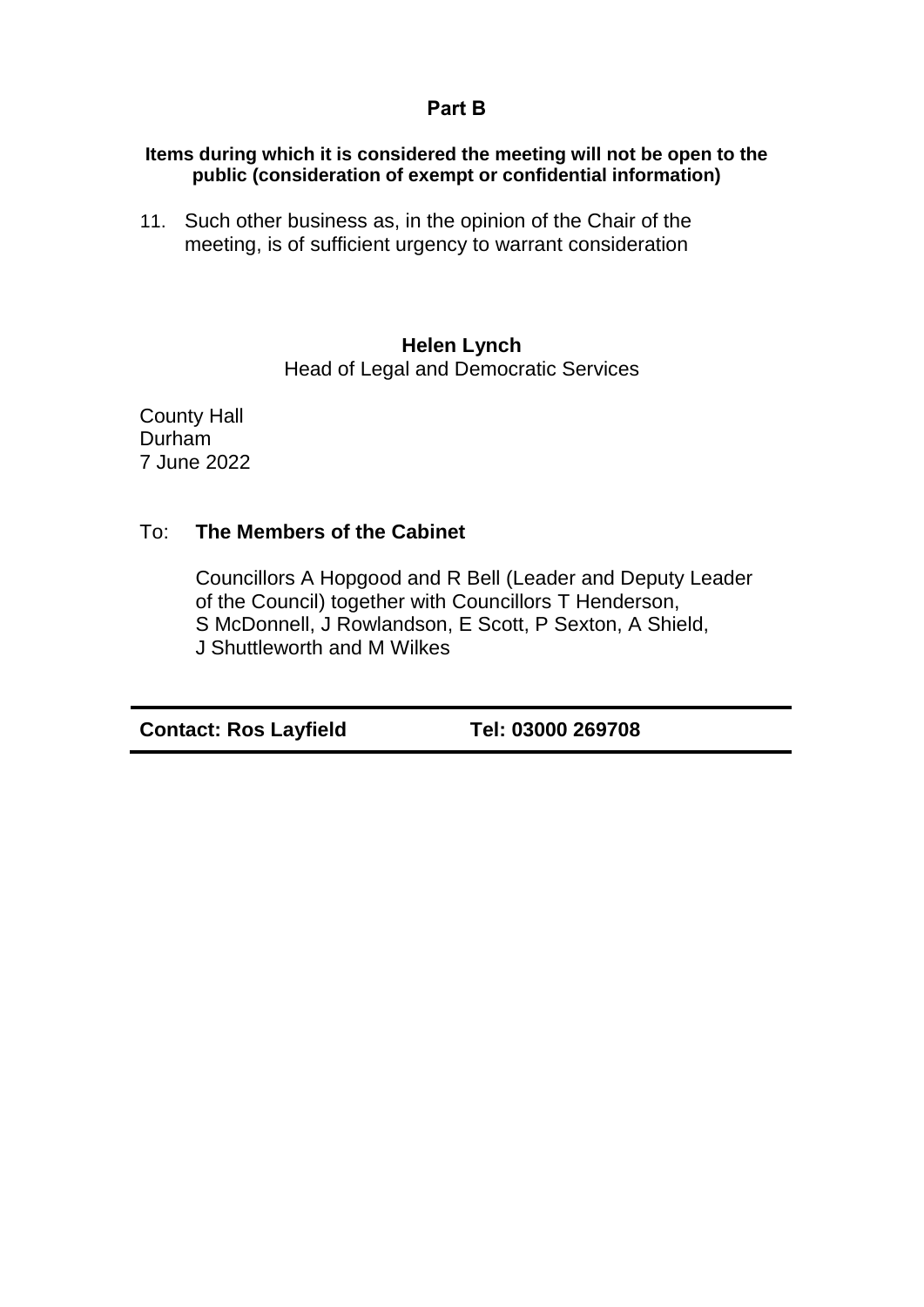## Part B

**Items during which it is considered the meeting will not be open to the public (consideration of exempt or confidential information)**

11. Such other business as, in the opinion of the Chair of the meeting, is of sufficient urgency to warrant consideration

**Helen Lynch**
Head of Legal and Democratic Services

County Hall
Durham
7 June 2022

To: **The Members of the Cabinet**

Councillors A Hopgood and R Bell (Leader and Deputy Leader of the Council) together with Councillors T Henderson, S McDonnell, J Rowlandson, E Scott, P Sexton, A Shield, J Shuttleworth and M Wilkes

| | |
|---|---|
| **Contact: Ros Layfield** | **Tel: 03000 269708** |